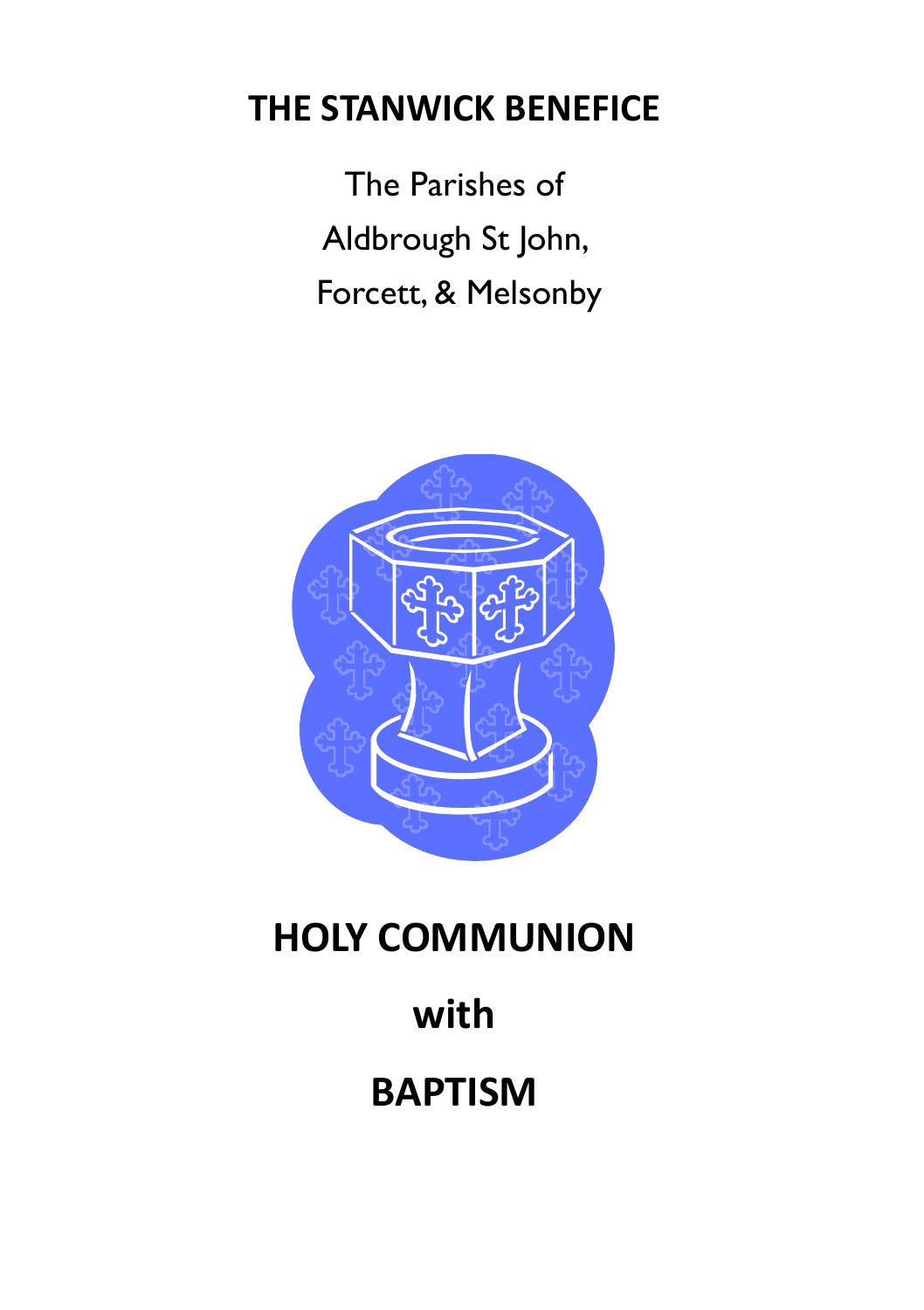# THE STANWICK BENEFICE

The Parishes of
Aldbrough St John,
Forcett, & Melsonby

# HOLY COMMUNION

# with

# BAPTISM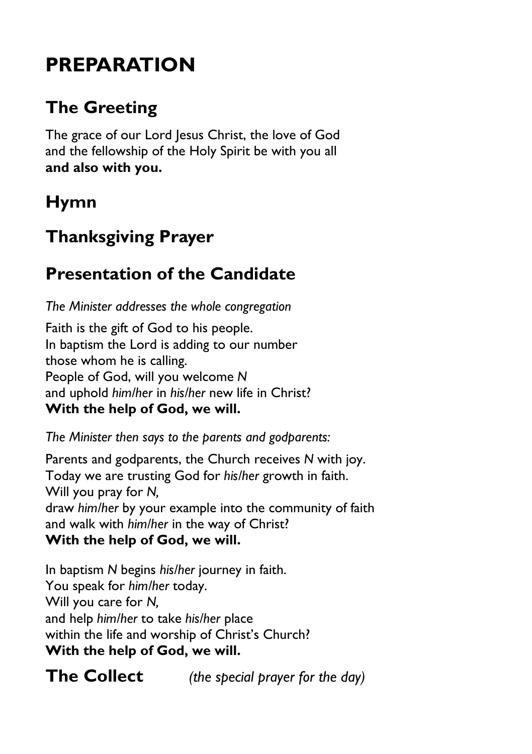# PREPARATION

## The Greeting

The grace of our Lord Jesus Christ, the love of God
and the fellowship of the Holy Spirit be with you all
**and also with you.**

## Hymn

## Thanksgiving Prayer

## Presentation of the Candidate

*The Minister addresses the whole congregation*

Faith is the gift of God to his people.
In baptism the Lord is adding to our number
those whom he is calling.
People of God, will you welcome *N*
and uphold *him/her* in *his/her* new life in Christ?
**With the help of God, we will.**

*The Minister then says to the parents and godparents:*

Parents and godparents, the Church receives *N* with joy.
Today we are trusting God for *his/her* growth in faith.
Will you pray for *N,*
draw *him/her* by your example into the community of faith
and walk with *him/her* in the way of Christ?
**With the help of God, we will.**

In baptism *N* begins *his/her* journey in faith.
You speak for *him/her* today.
Will you care for *N,*
and help *him/her* to take *his/her* place
within the life and worship of Christ's Church?
**With the help of God, we will.**

## The Collect *(the special prayer for the day)*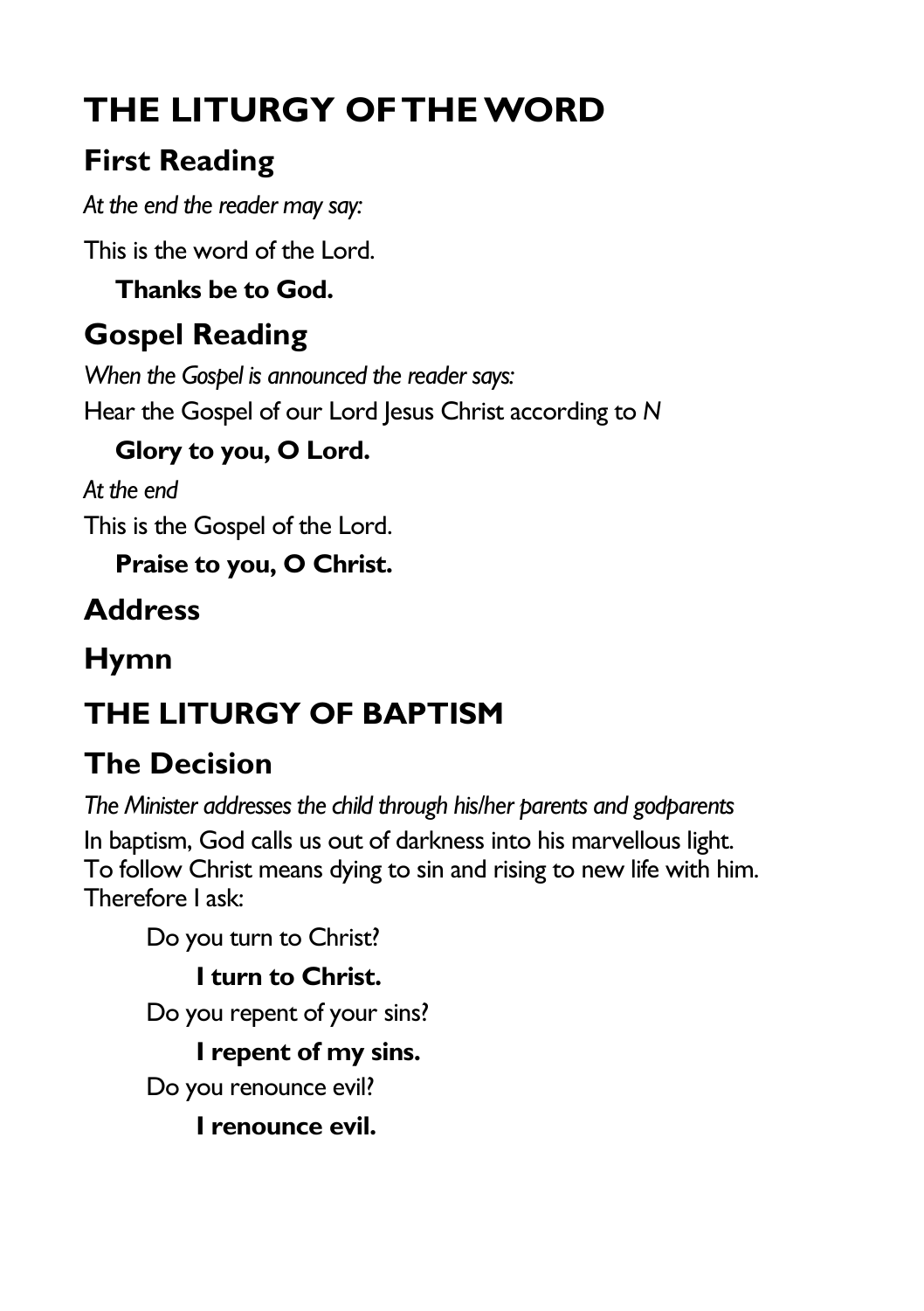# THE LITURGY OF THE WORD

## First Reading

*At the end the reader may say:*

This is the word of the Lord.

**Thanks be to God.**

## Gospel Reading

*When the Gospel is announced the reader says:*

Hear the Gospel of our Lord Jesus Christ according to *N*

**Glory to you, O Lord.**

*At the end*

This is the Gospel of the Lord.

**Praise to you, O Christ.**

## Address

## Hymn

# THE LITURGY OF BAPTISM

## The Decision

*The Minister addresses the child through his/her parents and godparents*

In baptism, God calls us out of darkness into his marvellous light.
To follow Christ means dying to sin and rising to new life with him.
Therefore I ask:

Do you turn to Christ?

**I turn to Christ.**

Do you repent of your sins?

**I repent of my sins.**

Do you renounce evil?

**I renounce evil.**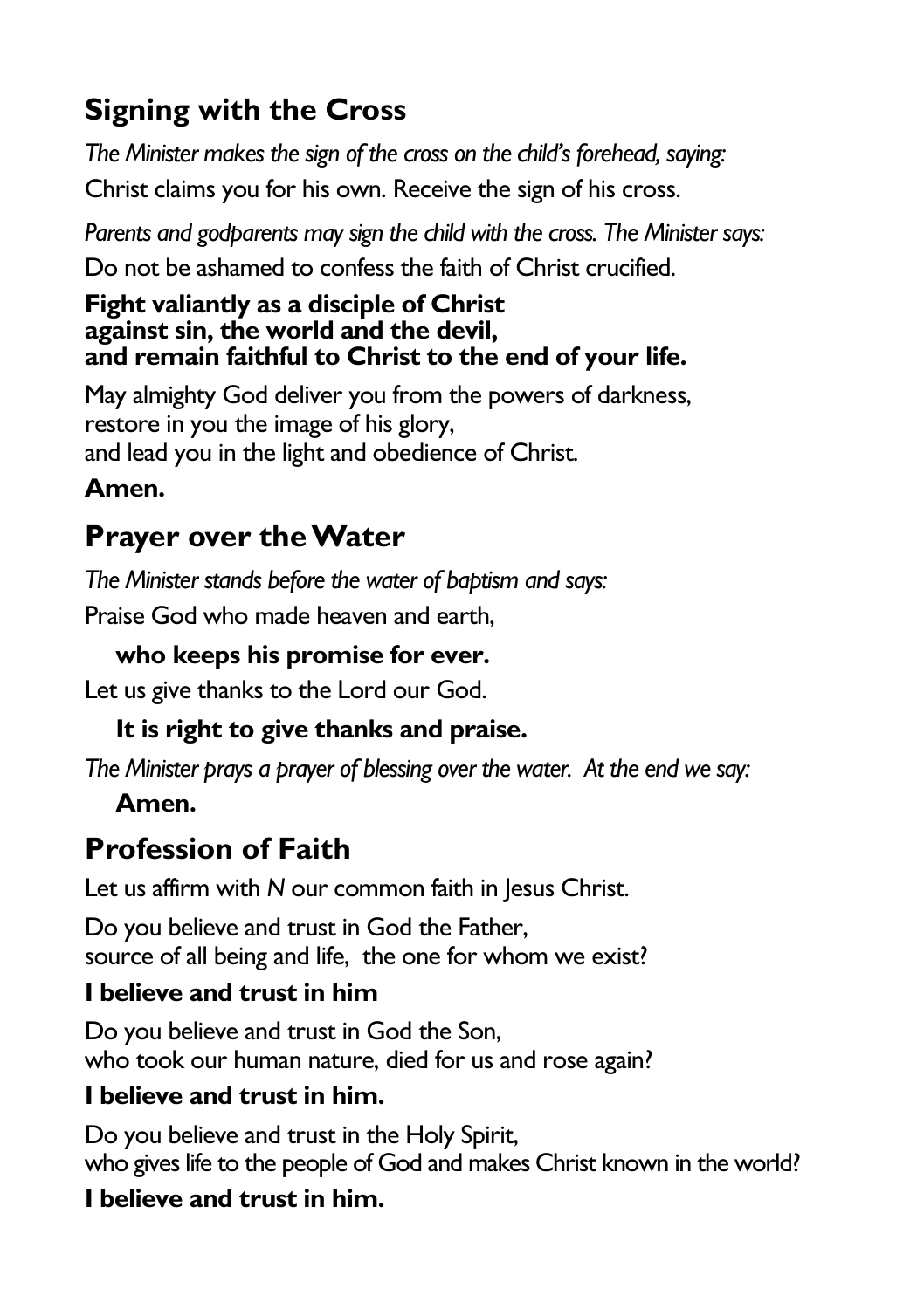## Signing with the Cross

*The Minister makes the sign of the cross on the child's forehead, saying:*

Christ claims you for his own. Receive the sign of his cross.

*Parents and godparents may sign the child with the cross. The Minister says:*

Do not be ashamed to confess the faith of Christ crucified.

**Fight valiantly as a disciple of Christ**
**against sin, the world and the devil,**
**and remain faithful to Christ to the end of your life.**

May almighty God deliver you from the powers of darkness,
restore in you the image of his glory,
and lead you in the light and obedience of Christ.

**Amen.**

## Prayer over the Water

*The Minister stands before the water of baptism and says:*

Praise God who made heaven and earth,

**who keeps his promise for ever.**

Let us give thanks to the Lord our God.

**It is right to give thanks and praise.**

*The Minister prays a prayer of blessing over the water. At the end we say:*

**Amen.**

## Profession of Faith

Let us affirm with *N* our common faith in Jesus Christ.

Do you believe and trust in God the Father,
source of all being and life, the one for whom we exist?

**I believe and trust in him**

Do you believe and trust in God the Son,
who took our human nature, died for us and rose again?

**I believe and trust in him.**

Do you believe and trust in the Holy Spirit,
who gives life to the people of God and makes Christ known in the world?

**I believe and trust in him.**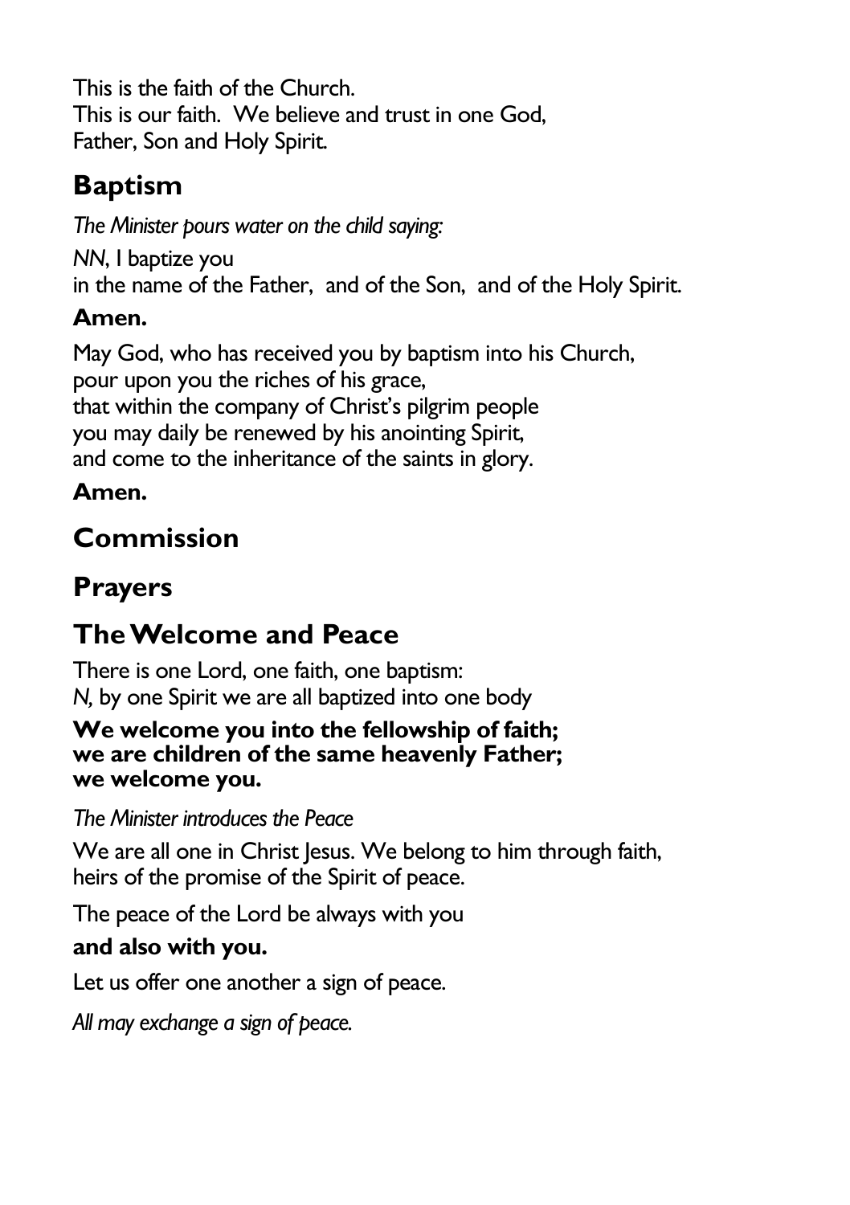This is the faith of the Church.
This is our faith. We believe and trust in one God,
Father, Son and Holy Spirit.

## Baptism

*The Minister pours water on the child saying:*

*NN*, I baptize you
in the name of the Father, and of the Son, and of the Holy Spirit.

**Amen.**

May God, who has received you by baptism into his Church,
pour upon you the riches of his grace,
that within the company of Christ's pilgrim people
you may daily be renewed by his anointing Spirit,
and come to the inheritance of the saints in glory.

**Amen.**

## Commission

## Prayers

## The Welcome and Peace

There is one Lord, one faith, one baptism:
*N,* by one Spirit we are all baptized into one body

**We welcome you into the fellowship of faith;
we are children of the same heavenly Father;
we welcome you.**

*The Minister introduces the Peace*

We are all one in Christ Jesus. We belong to him through faith,
heirs of the promise of the Spirit of peace.

The peace of the Lord be always with you

**and also with you.**

Let us offer one another a sign of peace.

*All may exchange a sign of peace.*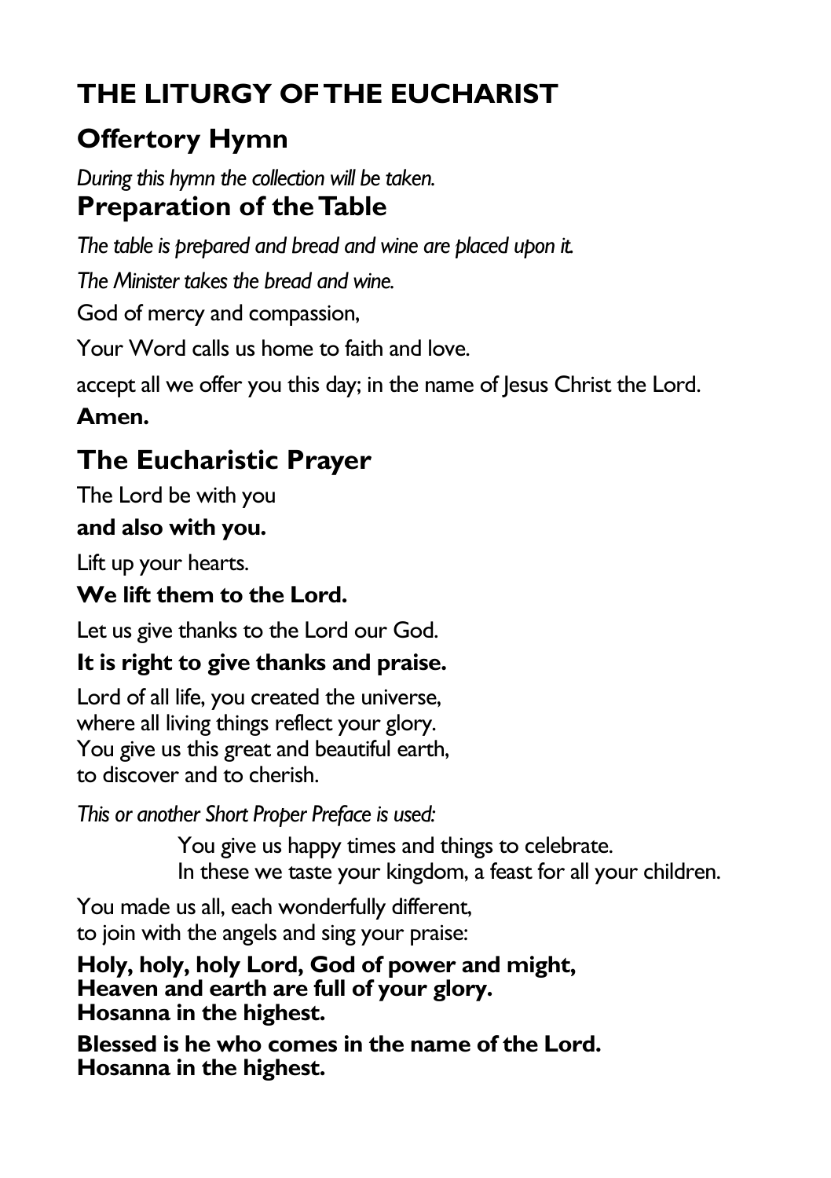# THE LITURGY OF THE EUCHARIST

## Offertory Hymn

*During this hymn the collection will be taken.*

## Preparation of the Table

*The table is prepared and bread and wine are placed upon it.*

*The Minister takes the bread and wine.*

God of mercy and compassion,

Your Word calls us home to faith and love.

accept all we offer you this day; in the name of Jesus Christ the Lord.

**Amen.**

## The Eucharistic Prayer

The Lord be with you

**and also with you.**

Lift up your hearts.

**We lift them to the Lord.**

Let us give thanks to the Lord our God.

**It is right to give thanks and praise.**

Lord of all life, you created the universe,
where all living things reflect your glory.
You give us this great and beautiful earth,
to discover and to cherish.

*This or another Short Proper Preface is used:*

> You give us happy times and things to celebrate.
> In these we taste your kingdom, a feast for all your children.

You made us all, each wonderfully different,
to join with the angels and sing your praise:

**Holy, holy, holy Lord, God of power and might,**
**Heaven and earth are full of your glory.**
**Hosanna in the highest.**

**Blessed is he who comes in the name of the Lord.**
**Hosanna in the highest.**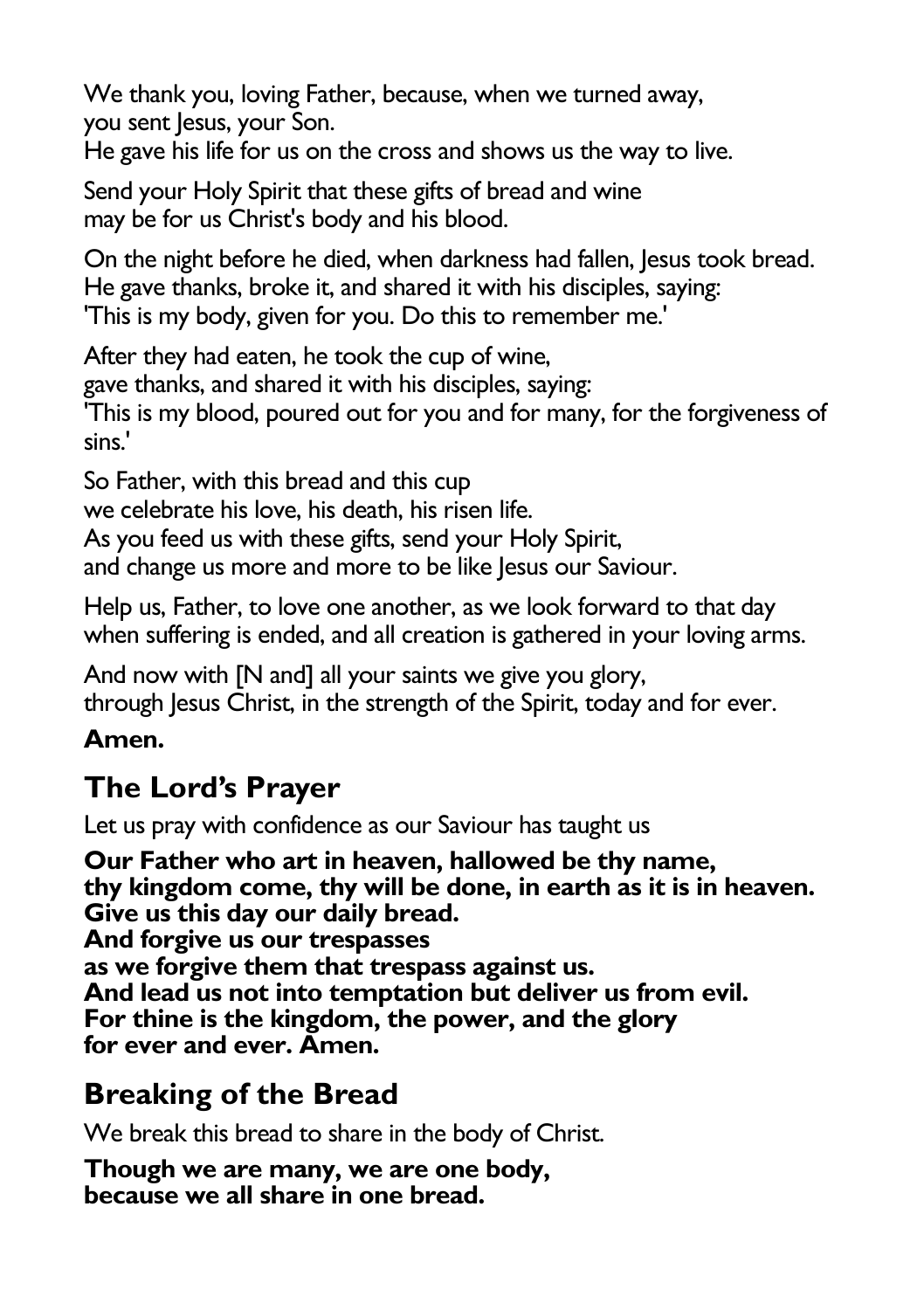We thank you, loving Father, because, when we turned away,
you sent Jesus, your Son.
He gave his life for us on the cross and shows us the way to live.

Send your Holy Spirit that these gifts of bread and wine
may be for us Christ's body and his blood.

On the night before he died, when darkness had fallen, Jesus took bread.
He gave thanks, broke it, and shared it with his disciples, saying:
'This is my body, given for you. Do this to remember me.'

After they had eaten, he took the cup of wine,
gave thanks, and shared it with his disciples, saying:
'This is my blood, poured out for you and for many, for the forgiveness of sins.'

So Father, with this bread and this cup
we celebrate his love, his death, his risen life.
As you feed us with these gifts, send your Holy Spirit,
and change us more and more to be like Jesus our Saviour.

Help us, Father, to love one another, as we look forward to that day
when suffering is ended, and all creation is gathered in your loving arms.

And now with [N and] all your saints we give you glory,
through Jesus Christ, in the strength of the Spirit, today and for ever.

**Amen.**

## The Lord's Prayer

Let us pray with confidence as our Saviour has taught us

**Our Father who art in heaven, hallowed be thy name,**
**thy kingdom come, thy will be done, in earth as it is in heaven.**
**Give us this day our daily bread.**
**And forgive us our trespasses**
**as we forgive them that trespass against us.**
**And lead us not into temptation but deliver us from evil.**
**For thine is the kingdom, the power, and the glory**
**for ever and ever. Amen.**

## Breaking of the Bread

We break this bread to share in the body of Christ.

**Though we are many, we are one body,**
**because we all share in one bread.**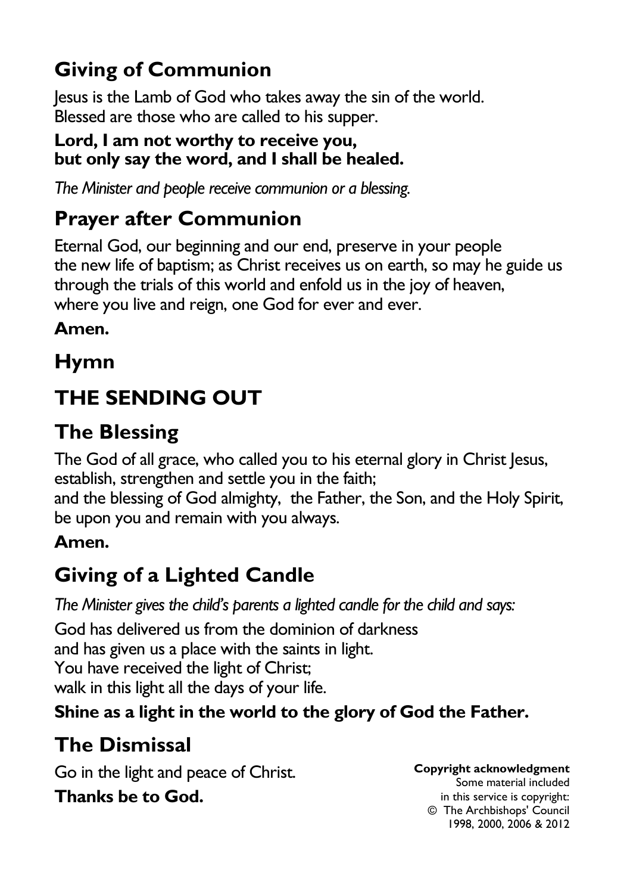## Giving of Communion

Jesus is the Lamb of God who takes away the sin of the world.
Blessed are those who are called to his supper.

**Lord, I am not worthy to receive you,**
**but only say the word, and I shall be healed.**

*The Minister and people receive communion or a blessing.*

## Prayer after Communion

Eternal God, our beginning and our end, preserve in your people
the new life of baptism; as Christ receives us on earth, so may he guide us
through the trials of this world and enfold us in the joy of heaven,
where you live and reign, one God for ever and ever.

**Amen.**

## Hymn

## THE SENDING OUT

## The Blessing

The God of all grace, who called you to his eternal glory in Christ Jesus,
establish, strengthen and settle you in the faith;
and the blessing of God almighty, the Father, the Son, and the Holy Spirit,
be upon you and remain with you always.

**Amen.**

## Giving of a Lighted Candle

*The Minister gives the child's parents a lighted candle for the child and says:*

God has delivered us from the dominion of darkness
and has given us a place with the saints in light.
You have received the light of Christ;
walk in this light all the days of your life.

**Shine as a light in the world to the glory of God the Father.**

## The Dismissal

Go in the light and peace of Christ.

**Thanks be to God.**

**Copyright acknowledgment**
Some material included
in this service is copyright:
© The Archbishops' Council
1998, 2000, 2006 & 2012